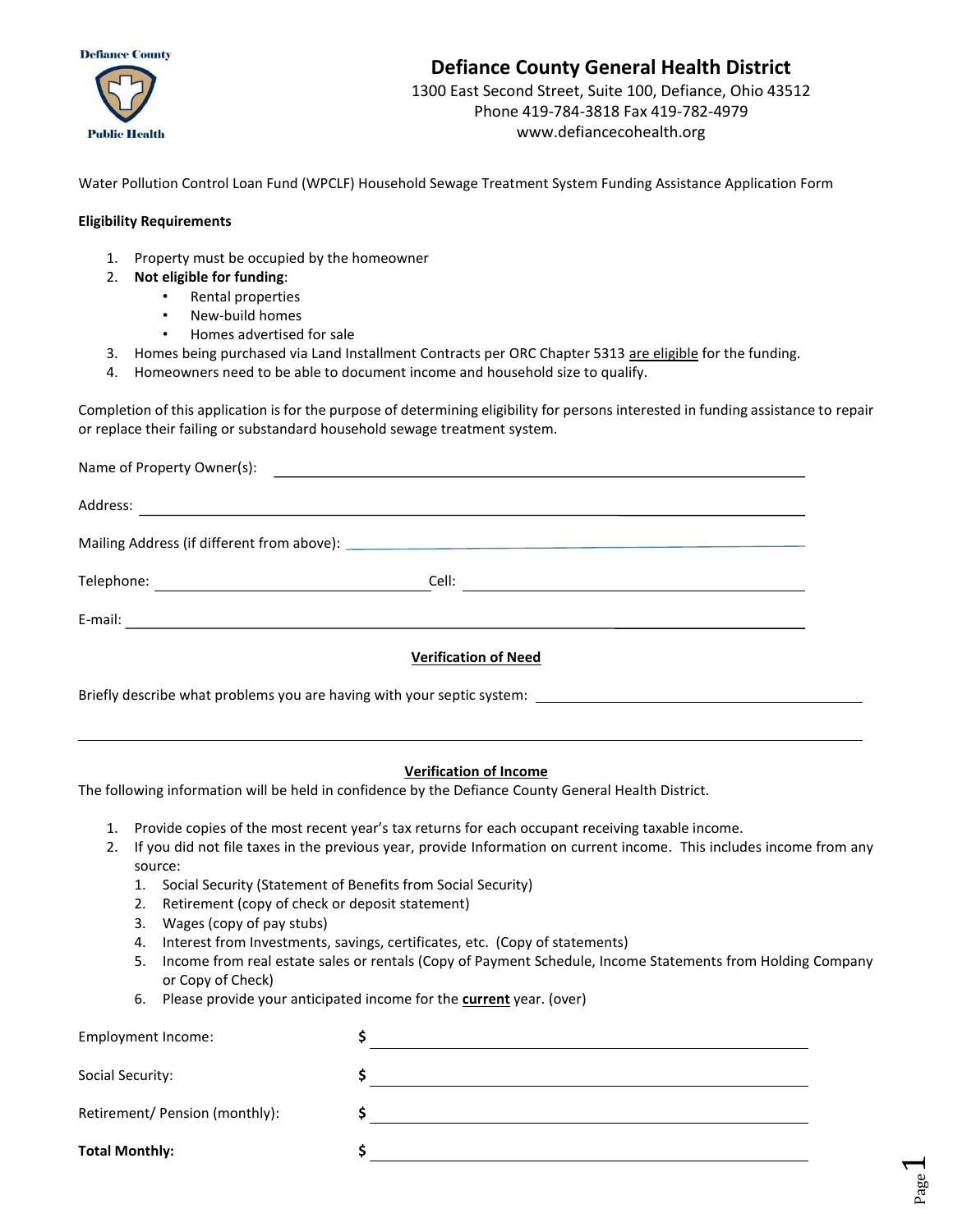# Defiance County General Health District

1300 East Second Street, Suite 100, Defiance, Ohio 43512
Phone 419-784-3818 Fax 419-782-4979
www.defiancecohealth.org

Water Pollution Control Loan Fund (WPCLF) Household Sewage Treatment System Funding Assistance Application Form

**Eligibility Requirements**

1. Property must be occupied by the homeowner
2. **Not eligible for funding**:
   - Rental properties
   - New-build homes
   - Homes advertised for sale
3. Homes being purchased via Land Installment Contracts per ORC Chapter 5313 <u>are eligible</u> for the funding.
4. Homeowners need to be able to document income and household size to qualify.

Completion of this application is for the purpose of determining eligibility for persons interested in funding assistance to repair or replace their failing or substandard household sewage treatment system.

Name of Property Owner(s): ______________________________

Address: ______________________________

Mailing Address (if different from above): ______________________________

Telephone: ____________________ Cell: ____________________

E-mail: ______________________________

## Verification of Need

Briefly describe what problems you are having with your septic system: ______________________________

______________________________

## Verification of Income

The following information will be held in confidence by the Defiance County General Health District.

1. Provide copies of the most recent year's tax returns for each occupant receiving taxable income.
2. If you did not file taxes in the previous year, provide Information on current income. This includes income from any source:
   1. Social Security (Statement of Benefits from Social Security)
   2. Retirement (copy of check or deposit statement)
   3. Wages (copy of pay stubs)
   4. Interest from Investments, savings, certificates, etc. (Copy of statements)
   5. Income from real estate sales or rentals (Copy of Payment Schedule, Income Statements from Holding Company or Copy of Check)
   6. Please provide your anticipated income for the **<u>current</u>** year. (over)

Employment Income: **$** ____________________

Social Security: **$** ____________________

Retirement/ Pension (monthly): **$** ____________________

**Total Monthly:** **$** ____________________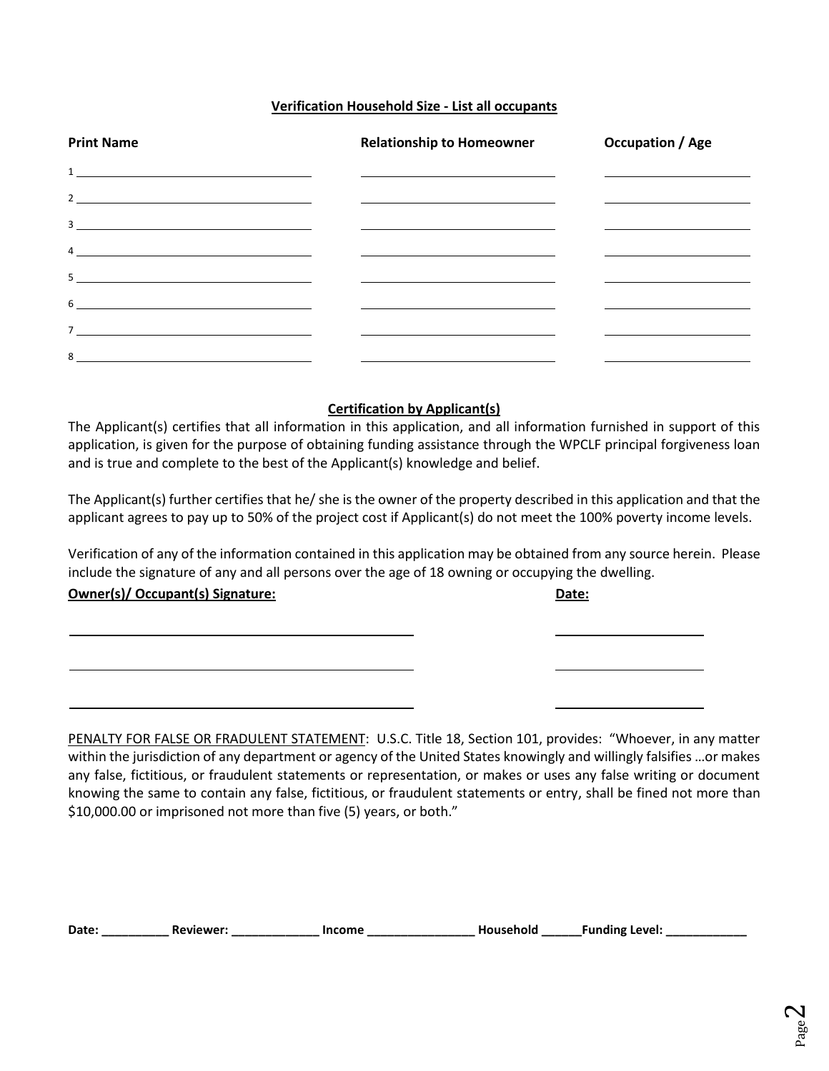**Verification Household Size - List all occupants**

| Print Name | Relationship to Homeowner | Occupation / Age |
|---|---|---|
| 1 | | |
| 2 | | |
| 3 | | |
| 4 | | |
| 5 | | |
| 6 | | |
| 7 | | |
| 8 | | |

**Certification by Applicant(s)**

The Applicant(s) certifies that all information in this application, and all information furnished in support of this application, is given for the purpose of obtaining funding assistance through the WPCLF principal forgiveness loan and is true and complete to the best of the Applicant(s) knowledge and belief.

The Applicant(s) further certifies that he/ she is the owner of the property described in this application and that the applicant agrees to pay up to 50% of the project cost if Applicant(s) do not meet the 100% poverty income levels.

Verification of any of the information contained in this application may be obtained from any source herein. Please include the signature of any and all persons over the age of 18 owning or occupying the dwelling.

| Owner(s)/ Occupant(s) Signature: | Date: |
|---|---|
| | |
| | |
| | |

PENALTY FOR FALSE OR FRADULENT STATEMENT: U.S.C. Title 18, Section 101, provides: "Whoever, in any matter within the jurisdiction of any department or agency of the United States knowingly and willingly falsifies …or makes any false, fictitious, or fraudulent statements or representation, or makes or uses any false writing or document knowing the same to contain any false, fictitious, or fraudulent statements or entry, shall be fined not more than $10,000.00 or imprisoned not more than five (5) years, or both."

**Date: __________ Reviewer: _____________ Income ________________ Household ______Funding Level: ____________**